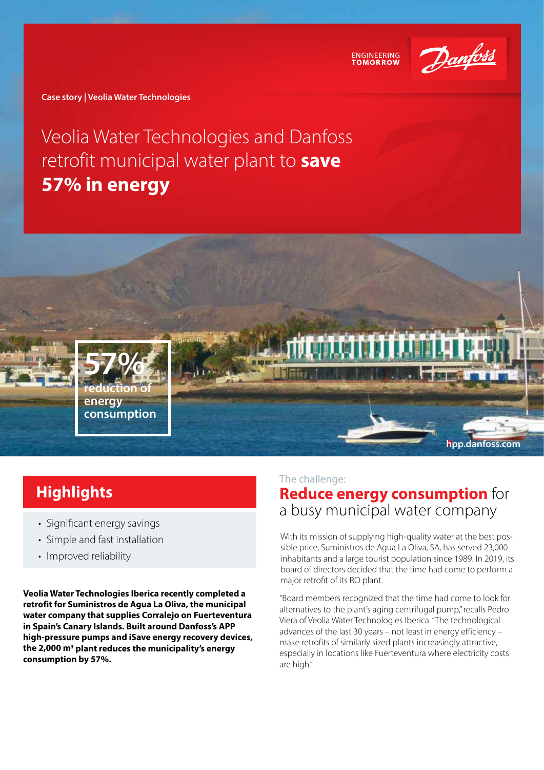ENGINEERING TOMORROW

Case story | Veolia Water Technologies

# Veolia Water Technologies and Danfoss retrofit municipal water plant to **save 57% in energy**

**57%** reduction of energy consumption

hpp.danfoss.com

## Highlights

- Significant energy savings
- Simple and fast installation
- Improved reliability

**Veolia Water Technologies Iberica recently completed a retrofit for Suministros de Agua La Oliva, the municipal water company that supplies Corralejo on Fuerteventura in Spain's Canary Islands. Built around Danfoss's APP high-pressure pumps and iSave energy recovery devices, the 2,000 m³ plant reduces the municipality's energy consumption by 57%.**

The challenge:

## **Reduce energy consumption** for a busy municipal water company

With its mission of supplying high-quality water at the best possible price, Suministros de Agua La Oliva, SA, has served 23,000 inhabitants and a large tourist population since 1989. In 2019, its board of directors decided that the time had come to perform a major retrofit of its RO plant.

"Board members recognized that the time had come to look for alternatives to the plant's aging centrifugal pump," recalls Pedro Viera of Veolia Water Technologies Iberica. "The technological advances of the last 30 years – not least in energy efficiency – make retrofits of similarly sized plants increasingly attractive, especially in locations like Fuerteventura where electricity costs are high."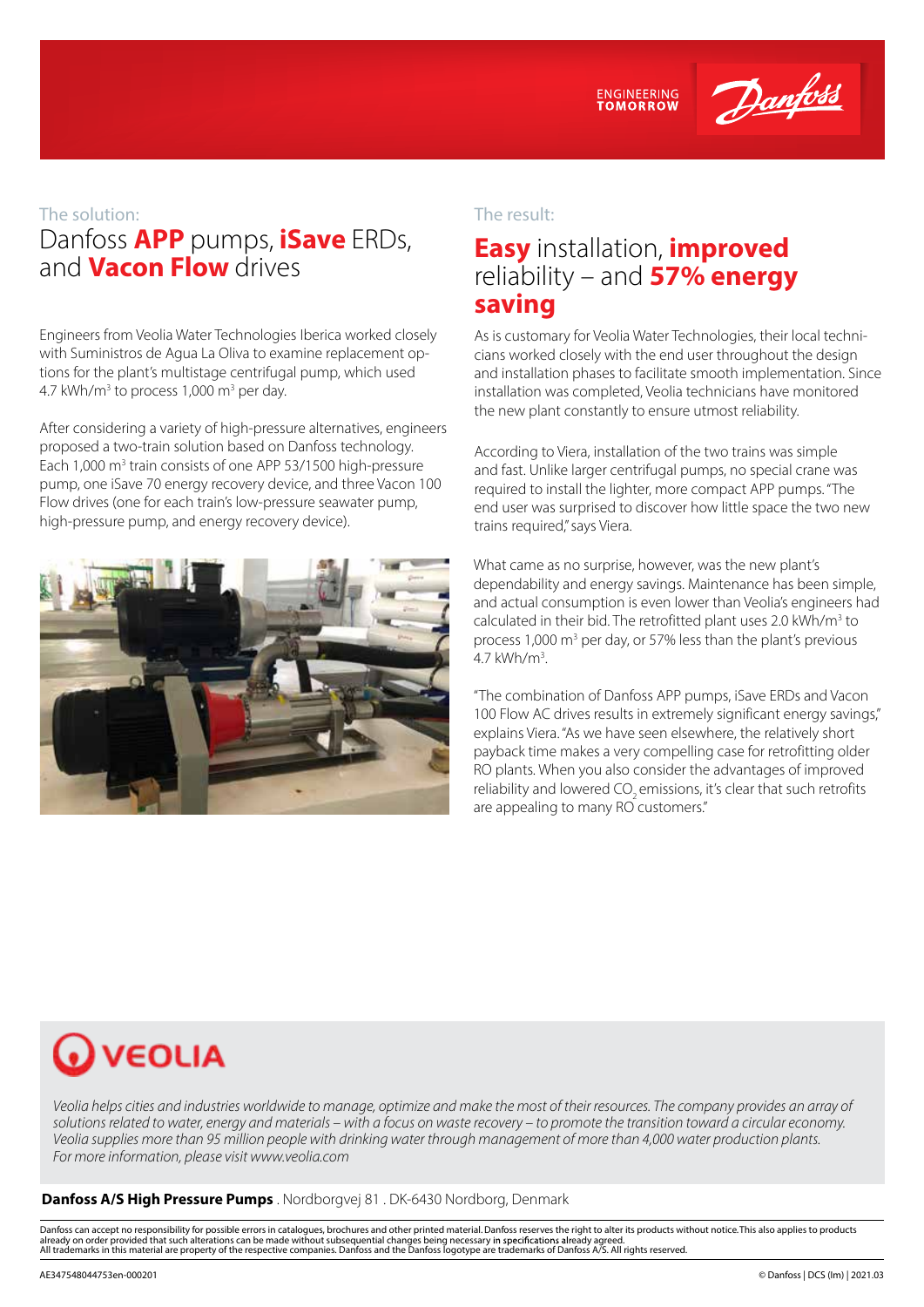ENGINEERING TOMORROW

## The solution:

## Danfoss **APP** pumps, **iSave** ERDs, and **Vacon Flow** drives

Engineers from Veolia Water Technologies Iberica worked closely with Suministros de Agua La Oliva to examine replacement options for the plant's multistage centrifugal pump, which used 4.7 kWh/m$^3$ to process 1,000 m$^3$ per day.

After considering a variety of high-pressure alternatives, engineers proposed a two-train solution based on Danfoss technology. Each 1,000 m$^3$ train consists of one APP 53/1500 high-pressure pump, one iSave 70 energy recovery device, and three Vacon 100 Flow drives (one for each train's low-pressure seawater pump, high-pressure pump, and energy recovery device).

## The result:

## **Easy** installation, **improved** reliability – and **57% energy saving**

As is customary for Veolia Water Technologies, their local technicians worked closely with the end user throughout the design and installation phases to facilitate smooth implementation. Since installation was completed, Veolia technicians have monitored the new plant constantly to ensure utmost reliability.

According to Viera, installation of the two trains was simple and fast. Unlike larger centrifugal pumps, no special crane was required to install the lighter, more compact APP pumps. "The end user was surprised to discover how little space the two new trains required," says Viera.

What came as no surprise, however, was the new plant's dependability and energy savings. Maintenance has been simple, and actual consumption is even lower than Veolia's engineers had calculated in their bid. The retrofitted plant uses 2.0 kWh/m$^3$ to process 1,000 m$^3$ per day, or 57% less than the plant's previous 4.7 kWh/m$^3$.

"The combination of Danfoss APP pumps, iSave ERDs and Vacon 100 Flow AC drives results in extremely significant energy savings," explains Viera. "As we have seen elsewhere, the relatively short payback time makes a very compelling case for retrofitting older RO plants. When you also consider the advantages of improved reliability and lowered $CO_2$ emissions, it's clear that such retrofits are appealing to many RO customers."

VEOLIA

*Veolia helps cities and industries worldwide to manage, optimize and make the most of their resources. The company provides an array of solutions related to water, energy and materials – with a focus on waste recovery – to promote the transition toward a circular economy. Veolia supplies more than 95 million people with drinking water through management of more than 4,000 water production plants. For more information, please visit www.veolia.com*

**Danfoss A/S High Pressure Pumps** . Nordborgvej 81 . DK-6430 Nordborg, Denmark

Danfoss can accept no responsibility for possible errors in catalogues, brochures and other printed material. Danfoss reserves the right to alter its products without notice. This also applies to products already on order provided that such alterations can be made without subsequential changes being necessary in specifications already agreed.
All trademarks in this material are property of the respective companies. Danfoss and the Danfoss logotype are trademarks of Danfoss A/S. All rights reserved.

AE347548044753en-000201

© Danfoss | DCS (lm) | 2021.03